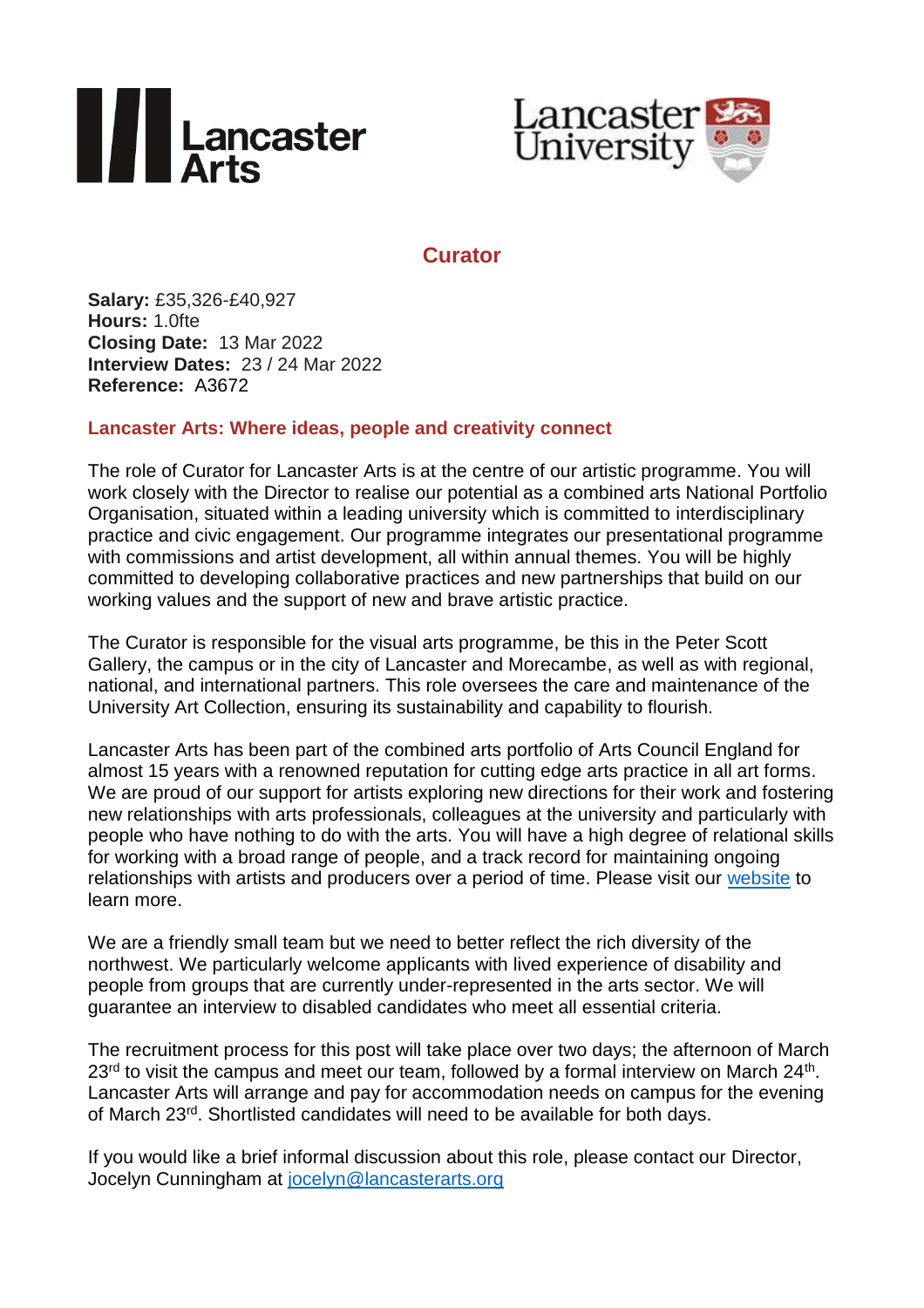# Curator

**Salary:** £35,326-£40,927
**Hours:** 1.0fte
**Closing Date:** 13 Mar 2022
**Interview Dates:** 23 / 24 Mar 2022
**Reference:** A3672

## Lancaster Arts: Where ideas, people and creativity connect

The role of Curator for Lancaster Arts is at the centre of our artistic programme. You will work closely with the Director to realise our potential as a combined arts National Portfolio Organisation, situated within a leading university which is committed to interdisciplinary practice and civic engagement. Our programme integrates our presentational programme with commissions and artist development, all within annual themes. You will be highly committed to developing collaborative practices and new partnerships that build on our working values and the support of new and brave artistic practice.

The Curator is responsible for the visual arts programme, be this in the Peter Scott Gallery, the campus or in the city of Lancaster and Morecambe, as well as with regional, national, and international partners. This role oversees the care and maintenance of the University Art Collection, ensuring its sustainability and capability to flourish.

Lancaster Arts has been part of the combined arts portfolio of Arts Council England for almost 15 years with a renowned reputation for cutting edge arts practice in all art forms. We are proud of our support for artists exploring new directions for their work and fostering new relationships with arts professionals, colleagues at the university and particularly with people who have nothing to do with the arts. You will have a high degree of relational skills for working with a broad range of people, and a track record for maintaining ongoing relationships with artists and producers over a period of time. Please visit our website to learn more.

We are a friendly small team but we need to better reflect the rich diversity of the northwest. We particularly welcome applicants with lived experience of disability and people from groups that are currently under-represented in the arts sector. We will guarantee an interview to disabled candidates who meet all essential criteria.

The recruitment process for this post will take place over two days; the afternoon of March 23rd to visit the campus and meet our team, followed by a formal interview on March 24th. Lancaster Arts will arrange and pay for accommodation needs on campus for the evening of March 23rd. Shortlisted candidates will need to be available for both days.

If you would like a brief informal discussion about this role, please contact our Director, Jocelyn Cunningham at jocelyn@lancasterarts.org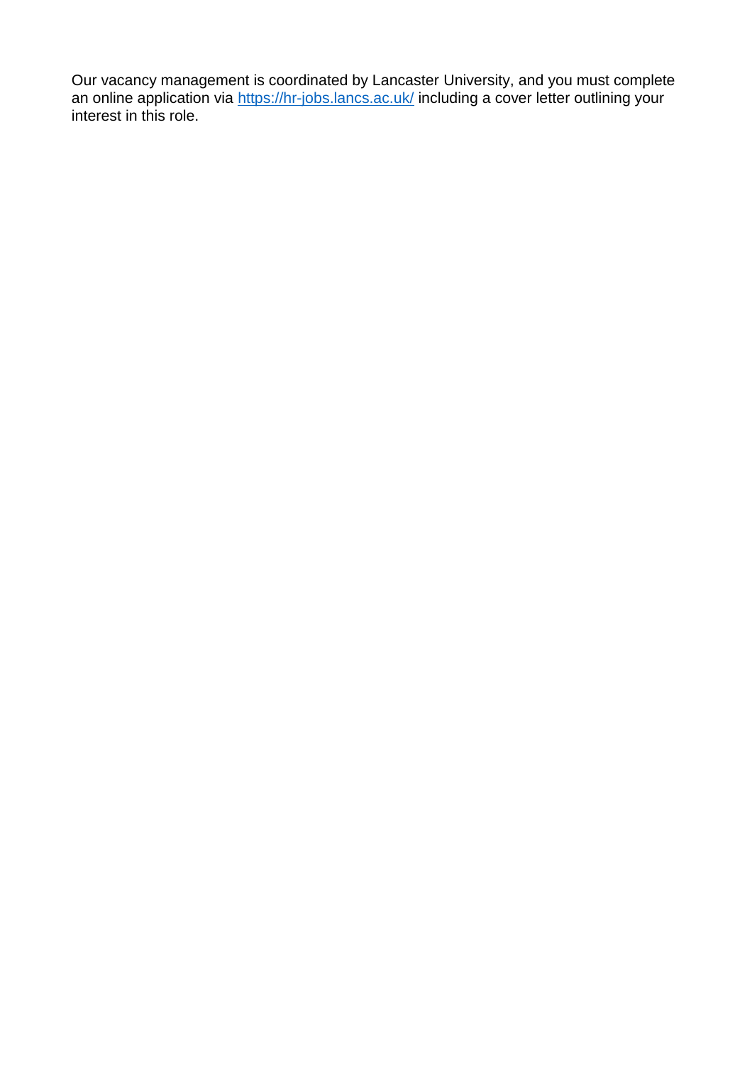Our vacancy management is coordinated by Lancaster University, and you must complete an online application via https://hr-jobs.lancs.ac.uk/ including a cover letter outlining your interest in this role.